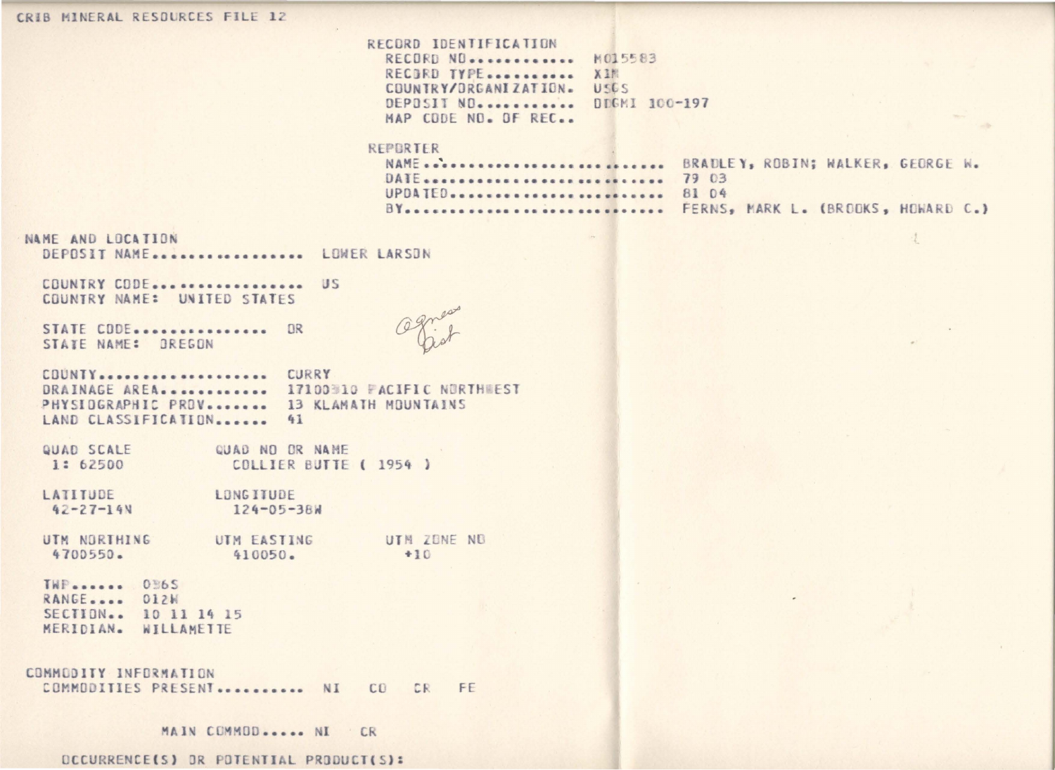CRIB MINERAL RESOURCES FILE 12

RECORD IDENTIFICATION
RECORD NO............ M015583
RECORD TYPE.......... X1M
COUNTRY/ORGANIZATION. USGS
DEPOSIT NO........... DOGMI 100-197
MAP CODE NO. OF REC..

REPORTER
NAME......................... BRADLEY, ROBIN; WALKER, GEORGE W.
DATE......................... 79 03
UPDATED...................... 81 04
BY........................... FERNS, MARK L. (BROOKS, HOWARD C.)

NAME AND LOCATION
DEPOSIT NAME................ LOWER LARSON

COUNTRY CODE................ US
COUNTRY NAME: UNITED STATES

STATE CODE.............. OR
STATE NAME: OREGON

Agness Dist

COUNTY.................. CURRY
DRAINAGE AREA........... 17100310 PACIFIC NORTHWEST
PHYSIOGRAPHIC PROV...... 13 KLAMATH MOUNTAINS
LAND CLASSIFICATION..... 41

| QUAD SCALE | QUAD NO OR NAME | |
|---|---|---|
| 1: 62500 | COLLIER BUTTE ( 1954 ) | |
| **LATITUDE** | **LONGITUDE** | |
| 42-27-14N | 124-05-38W | |
| **UTM NORTHING** | **UTM EASTING** | **UTM ZONE NO** |
| 4700550. | 410050. | +10 |

TWP...... 036S
RANGE.... 012W
SECTION.. 10 11 14 15
MERIDIAN. WILLAMETTE

COMMODITY INFORMATION
COMMODITIES PRESENT.......... NI CO CR FE

MAIN COMMOD..... NI CR

OCCURRENCE(S) OR POTENTIAL PRODUCT(S):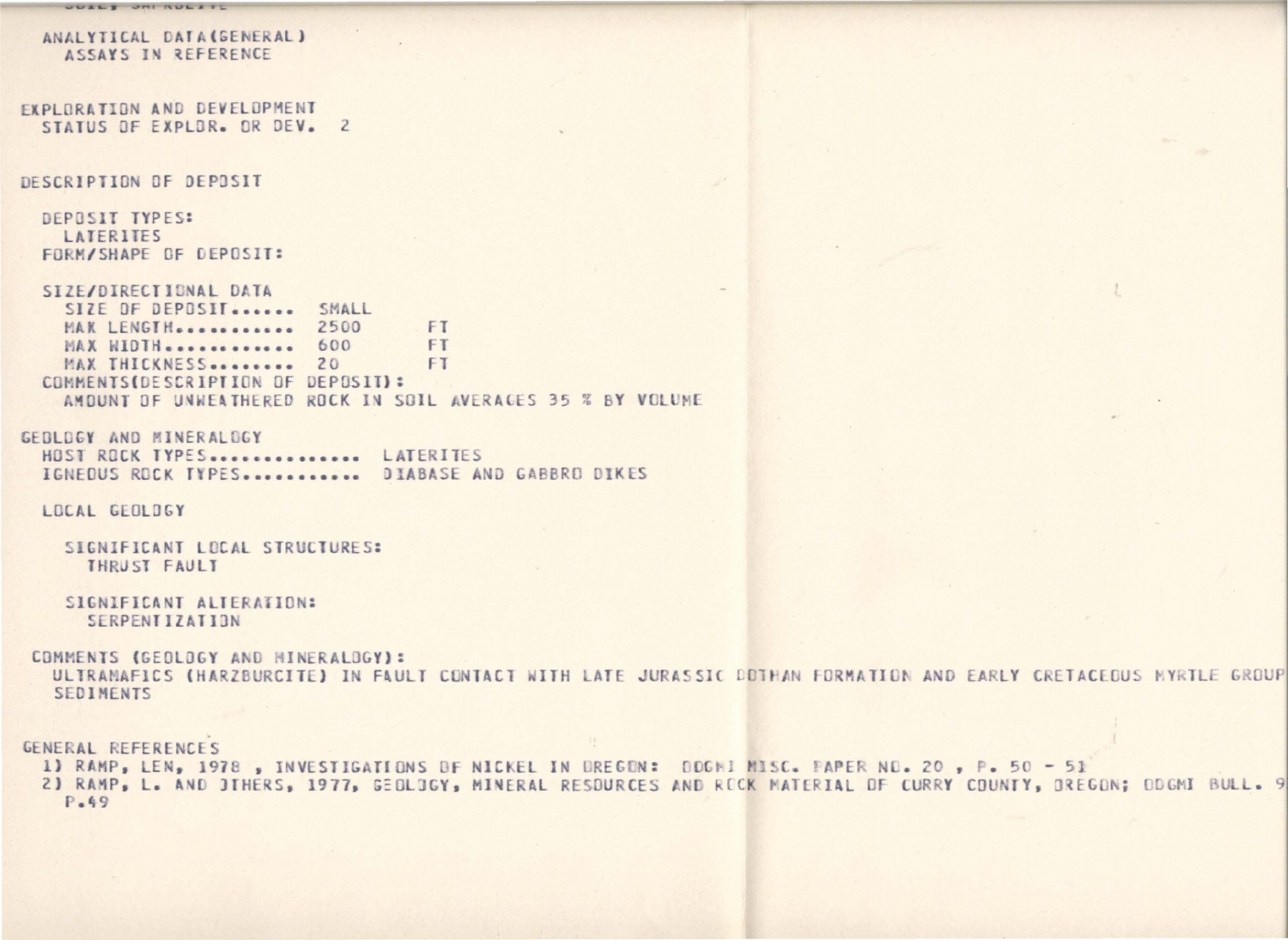ANALYTICAL DATA(GENERAL)
  ASSAYS IN REFERENCE

EXPLORATION AND DEVELOPMENT
  STATUS OF EXPLOR. OR DEV.  2

DESCRIPTION OF DEPOSIT

DEPOSIT TYPES:
  LATERITES
FORM/SHAPE OF DEPOSIT:

SIZE/DIRECTIONAL DATA

| | | |
|---|---|---|
| SIZE OF DEPOSIT...... | SMALL | |
| MAX LENGTH........... | 2500 | FT |
| MAX WIDTH............ | 600 | FT |
| MAX THICKNESS........ | 20 | FT |

COMMENTS(DESCRIPTION OF DEPOSIT):
  AMOUNT OF UNWEATHERED ROCK IN SOIL AVERAGES 35 % BY VOLUME

GEOLOGY AND MINERALOGY
  HOST ROCK TYPES............... LATERITES
  IGNEOUS ROCK TYPES........... DIABASE AND GABBRO DIKES

LOCAL GEOLOGY

SIGNIFICANT LOCAL STRUCTURES:
  THRUST FAULT

SIGNIFICANT ALTERATION:
  SERPENTIZATION

COMMENTS (GEOLOGY AND MINERALOGY):
  ULTRAMAFICS (HARZBURCITE) IN FAULT CONTACT WITH LATE JURASSIC DOTHAN FORMATION AND EARLY CRETACEOUS MYRTLE GROUP SEDIMENTS

GENERAL REFERENCES
1) RAMP, LEN, 1978 , INVESTIGATIONS OF NICKEL IN OREGON: DOGMI MISC. PAPER NO. 20 , P. 50 - 51
2) RAMP, L. AND OTHERS, 1977, GEOLOGY, MINERAL RESOURCES AND ROCK MATERIAL OF CURRY COUNTY, OREGON; DOGMI BULL. 9 P.49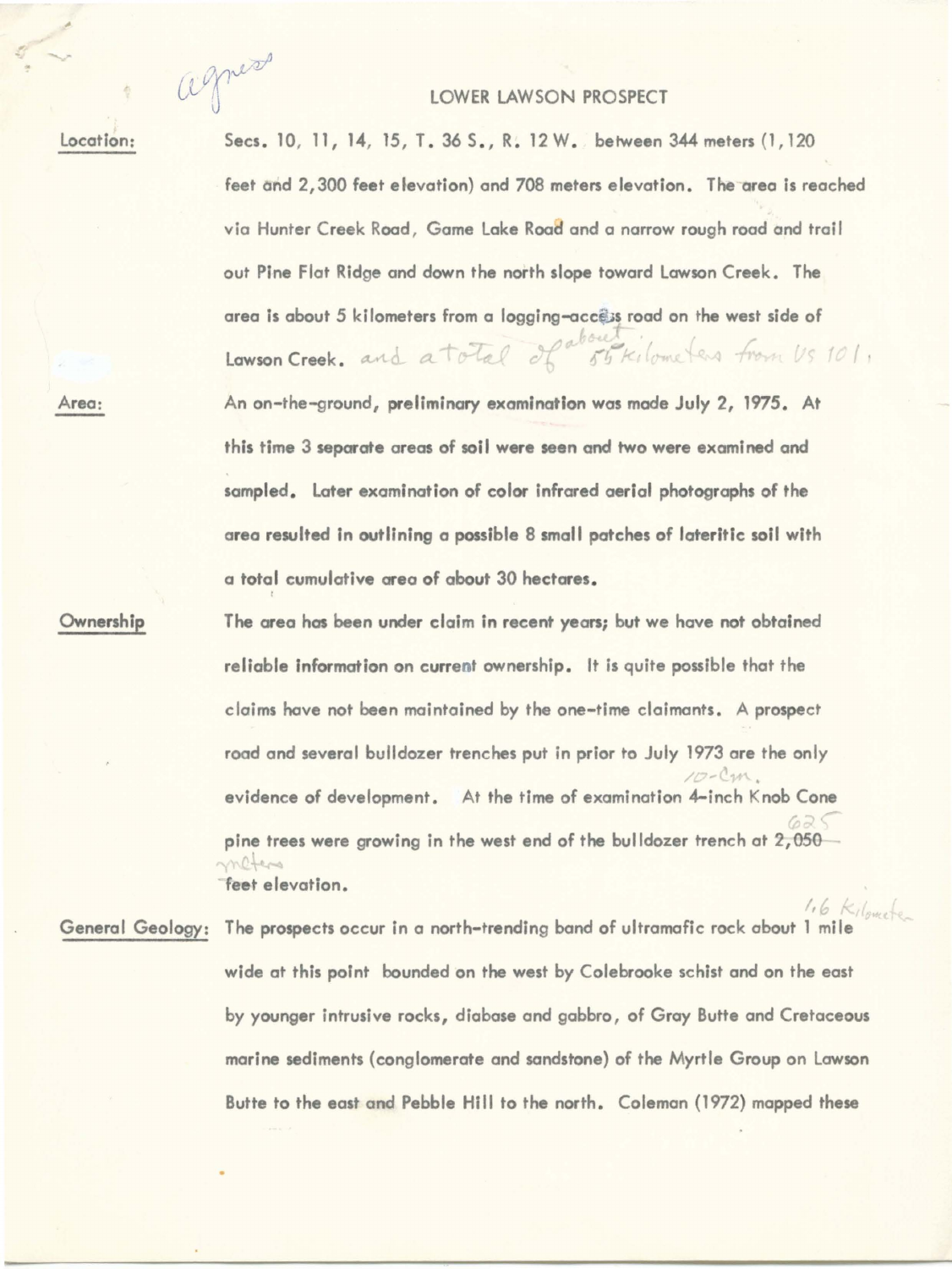agness

# LOWER LAWSON PROSPECT

**Location:** Secs. 10, 11, 14, 15, T. 36 S., R. 12 W. between 344 meters (1,120 feet and 2,300 feet elevation) and 708 meters elevation. The area is reached via Hunter Creek Road, Game Lake Road and a narrow rough road and trail out Pine Flat Ridge and down the north slope toward Lawson Creek. The area is about 5 kilometers from a logging-access road on the west side of Lawson Creek. and a total of about 55 kilometers from US 101.

**Area:** An on-the-ground, preliminary examination was made July 2, 1975. At this time 3 separate areas of soil were seen and two were examined and sampled. Later examination of color infrared aerial photographs of the area resulted in outlining a possible 8 small patches of lateritic soil with a total cumulative area of about 30 hectares.

**Ownership** The area has been under claim in recent years; but we have not obtained reliable information on current ownership. It is quite possible that the claims have not been maintained by the one-time claimants. A prospect road and several bulldozer trenches put in prior to July 1973 are the only evidence of development. At the time of examination 4-inch 10-cm. Knob Cone pine trees were growing in the west end of the bulldozer trench at ~~2,050 feet~~ 625 meters elevation.

**General Geology:** The prospects occur in a north-trending band of ultramafic rock about 1 mile 1.6 Kilometer wide at this point bounded on the west by Colebrooke schist and on the east by younger intrusive rocks, diabase and gabbro, of Gray Butte and Cretaceous marine sediments (conglomerate and sandstone) of the Myrtle Group on Lawson Butte to the east and Pebble Hill to the north. Coleman (1972) mapped these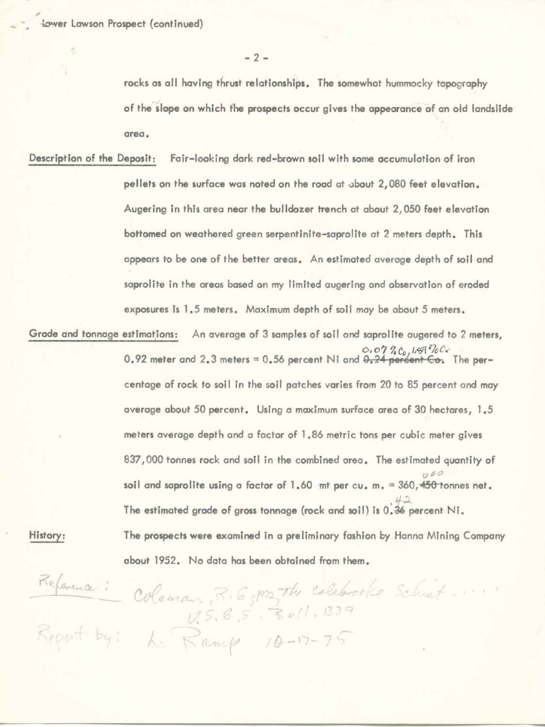rocks as all having thrust relationships. The somewhat hummocky topography of the slope on which the prospects occur gives the appearance of an old landslide area.

**Description of the Deposit:** Fair-looking dark red-brown soil with some accumulation of iron pellets on the surface was noted on the road at about 2,080 feet elevation. Augering in this area near the bulldozer trench at about 2,050 feet elevation bottomed on weathered green serpentinite-saprolite at 2 meters depth. This appears to be one of the better areas. An estimated average depth of soil and saprolite in the areas based on my limited augering and observation of eroded exposures is 1.5 meters. Maximum depth of soil may be about 5 meters.

**Grade and tonnage estimations:** An average of 3 samples of soil and saprolite augered to 2 meters, 0.92 meter and 2.3 meters = 0.56 percent Ni and ~~0.24 percent Co.~~ 0.07 % Co, 1.49 % Cr. The percentage of rock to soil in the soil patches varies from 20 to 85 percent and may average about 50 percent. Using a maximum surface area of 30 hectares, 1.5 meters average depth and a factor of 1.86 metric tons per cubic meter gives 837,000 tonnes rock and soil in the combined area. The estimated quantity of soil and saprolite using a factor of 1.60 mt per cu. m. = 360,~~450~~ 000 tonnes net. The estimated grade of gross tonnage (rock and soil) is 0.~~36~~ 42 percent Ni.

**History:** The prospects were examined in a preliminary fashion by Hanna Mining Company about 1952. No data has been obtained from them.

Reference: Coleman, R.G., 1972, The Colebrooke Schist, .... U.S.G.S. Bull. 1339

Report by: L. Ramp 10-17-75